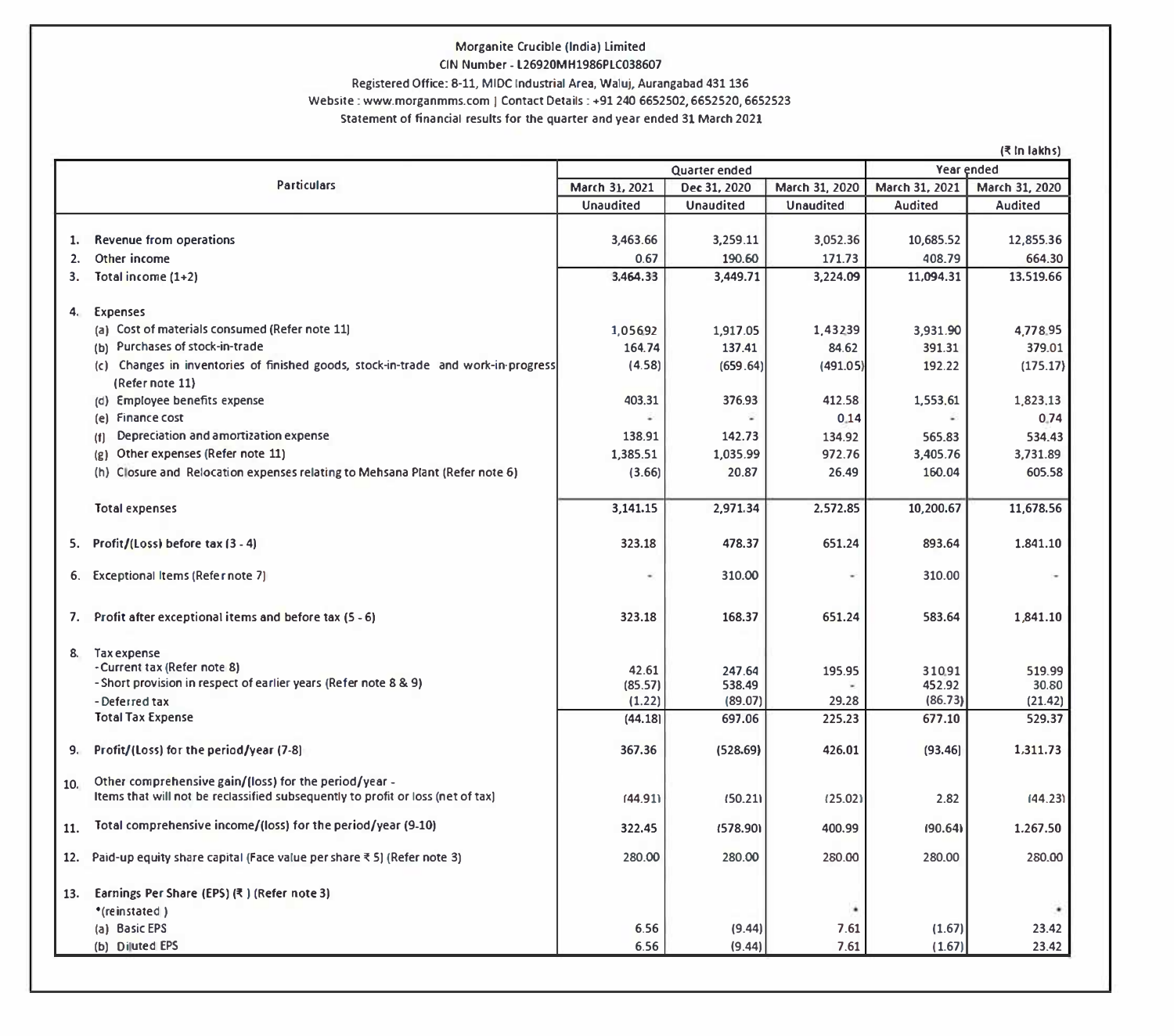Morganite Crucible (India) Limited

CIN Number - L26920MH1986PLC038607

Registered Office: B-11, MIDC Industrial Area, Waluj, Aurangabad 431 136

Website : www.morganmms.com | Contact Details : +91 240 6652502, 6652520, 6652523

Statement of financial results for the quarter and year ended 31 March 2021

(₹ In lakhs)

| Particulars | Quarter ended | | | Year ended | |
|---|---|---|---|---|---|
| | March 31, 2021 | Dec 31, 2020 | March 31, 2020 | March 31, 2021 | March 31, 2020 |
| | Unaudited | Unaudited | Unaudited | Audited | Audited |
| 1. Revenue from operations | 3,463.66 | 3,259.11 | 3,052.36 | 10,685.52 | 12,855.36 |
| 2. Other income | 0.67 | 190.60 | 171.73 | 408.79 | 664.30 |
| 3. Total income (1+2) | 3,464.33 | 3,449.71 | 3,224.09 | 11,094.31 | 13,519.66 |
| 4. Expenses | | | | | |
| (a) Cost of materials consumed (Refer note 11) | 1,056.92 | 1,917.05 | 1,432.39 | 3,931.90 | 4,778.95 |
| (b) Purchases of stock-in-trade | 164.74 | 137.41 | 84.62 | 391.31 | 379.01 |
| (c) Changes in inventories of finished goods, stock-in-trade and work-in-progress (Refer note 11) | (4.58) | (659.64) | (491.05) | 192.22 | (175.17) |
| (d) Employee benefits expense | 403.31 | 376.93 | 412.58 | 1,553.61 | 1,823.13 |
| (e) Finance cost | - | - | 0.14 | - | 0.74 |
| (f) Depreciation and amortization expense | 138.91 | 142.73 | 134.92 | 565.83 | 534.43 |
| (g) Other expenses (Refer note 11) | 1,385.51 | 1,035.99 | 972.76 | 3,405.76 | 3,731.89 |
| (h) Closure and Relocation expenses relating to Mehsana Plant (Refer note 6) | (3.66) | 20.87 | 26.49 | 160.04 | 605.58 |
| Total expenses | 3,141.15 | 2,971.34 | 2,572.85 | 10,200.67 | 11,678.56 |
| 5. Profit/(Loss) before tax (3 - 4) | 323.18 | 478.37 | 651.24 | 893.64 | 1,841.10 |
| 6. Exceptional Items (Refer note 7) | - | 310.00 | - | 310.00 | - |
| 7. Profit after exceptional items and before tax (5 - 6) | 323.18 | 168.37 | 651.24 | 583.64 | 1,841.10 |
| 8. Tax expense | | | | | |
| - Current tax (Refer note 8) | 42.61 | 247.64 | 195.95 | 310.91 | 519.99 |
| - Short provision in respect of earlier years (Refer note 8 & 9) | (85.57) | 538.49 | - | 452.92 | 30.80 |
| - Deferred tax | (1.22) | (89.07) | 29.28 | (86.73) | (21.42) |
| Total Tax Expense | (44.18) | 697.06 | 225.23 | 677.10 | 529.37 |
| 9. Profit/(Loss) for the period/year (7-8) | 367.36 | (528.69) | 426.01 | (93.46) | 1,311.73 |
| 10. Other comprehensive gain/(loss) for the period/year - Items that will not be reclassified subsequently to profit or loss (net of tax) | (44.91) | (50.21) | (25.02) | 2.82 | (44.23) |
| 11. Total comprehensive income/(loss) for the period/year (9-10) | 322.45 | (578.90) | 400.99 | (90.64) | 1,267.50 |
| 12. Paid-up equity share capital (Face value per share ₹ 5) (Refer note 3) | 280.00 | 280.00 | 280.00 | 280.00 | 280.00 |
| 13. Earnings Per Share (EPS) (₹ ) (Refer note 3) *(reinstated ) | | | * | | * |
| (a) Basic EPS | 6.56 | (9.44) | 7.61 | (1.67) | 23.42 |
| (b) Diluted EPS | 6.56 | (9.44) | 7.61 | (1.67) | 23.42 |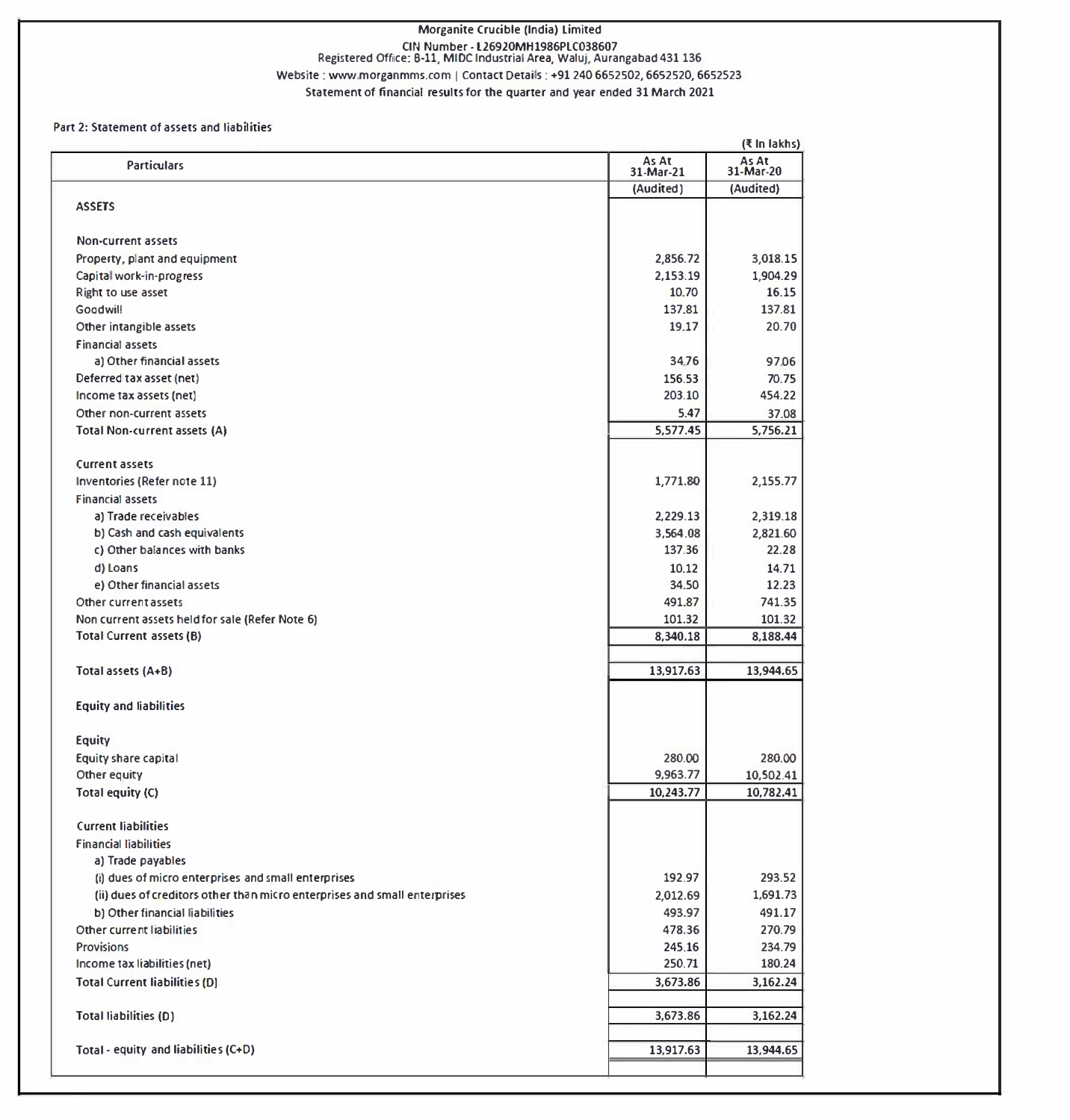# Morganite Crucible (India) Limited

CIN Number - L26920MH1986PLC038607
Registered Office: B-11, MIDC Industrial Area, Waluj, Aurangabad 431 136
Website : www.morganmms.com | Contact Details : +91 240 6652502, 6652520, 6652523
Statement of financial results for the quarter and year ended 31 March 2021

## Part 2: Statement of assets and liabilities

(₹ In lakhs)

| Particulars | As At 31-Mar-21 (Audited) | As At 31-Mar-20 (Audited) |
|---|---|---|
| **ASSETS** | | |
| Non-current assets | | |
| Property, plant and equipment | 2,856.72 | 3,018.15 |
| Capital work-in-progress | 2,153.19 | 1,904.29 |
| Right to use asset | 10.70 | 16.15 |
| Goodwill | 137.81 | 137.81 |
| Other intangible assets | 19.17 | 20.70 |
| Financial assets | | |
| a) Other financial assets | 34.76 | 97.06 |
| Deferred tax asset (net) | 156.53 | 70.75 |
| Income tax assets (net) | 203.10 | 454.22 |
| Other non-current assets | 5.47 | 37.08 |
| **Total Non-current assets (A)** | 5,577.45 | 5,756.21 |
| Current assets | | |
| Inventories (Refer note 11) | 1,771.80 | 2,155.77 |
| Financial assets | | |
| a) Trade receivables | 2,229.13 | 2,319.18 |
| b) Cash and cash equivalents | 3,564.08 | 2,821.60 |
| c) Other balances with banks | 137.36 | 22.28 |
| d) Loans | 10.12 | 14.71 |
| e) Other financial assets | 34.50 | 12.23 |
| Other current assets | 491.87 | 741.35 |
| Non current assets held for sale (Refer Note 6) | 101.32 | 101.32 |
| **Total Current assets (B)** | 8,340.18 | 8,188.44 |
| **Total assets (A+B)** | 13,917.63 | 13,944.65 |
| **Equity and liabilities** | | |
| **Equity** | | |
| Equity share capital | 280.00 | 280.00 |
| Other equity | 9,963.77 | 10,502.41 |
| **Total equity (C)** | 10,243.77 | 10,782.41 |
| Current liabilities | | |
| Financial liabilities | | |
| a) Trade payables | | |
| (i) dues of micro enterprises and small enterprises | 192.97 | 293.52 |
| (ii) dues of creditors other than micro enterprises and small enterprises | 2,012.69 | 1,691.73 |
| b) Other financial liabilities | 493.97 | 491.17 |
| Other current liabilities | 478.36 | 270.79 |
| Provisions | 245.16 | 234.79 |
| Income tax liabilities (net) | 250.71 | 180.24 |
| **Total Current liabilities (D)** | 3,673.86 | 3,162.24 |
| **Total liabilities (D)** | 3,673.86 | 3,162.24 |
| **Total - equity and liabilities (C+D)** | 13,917.63 | 13,944.65 |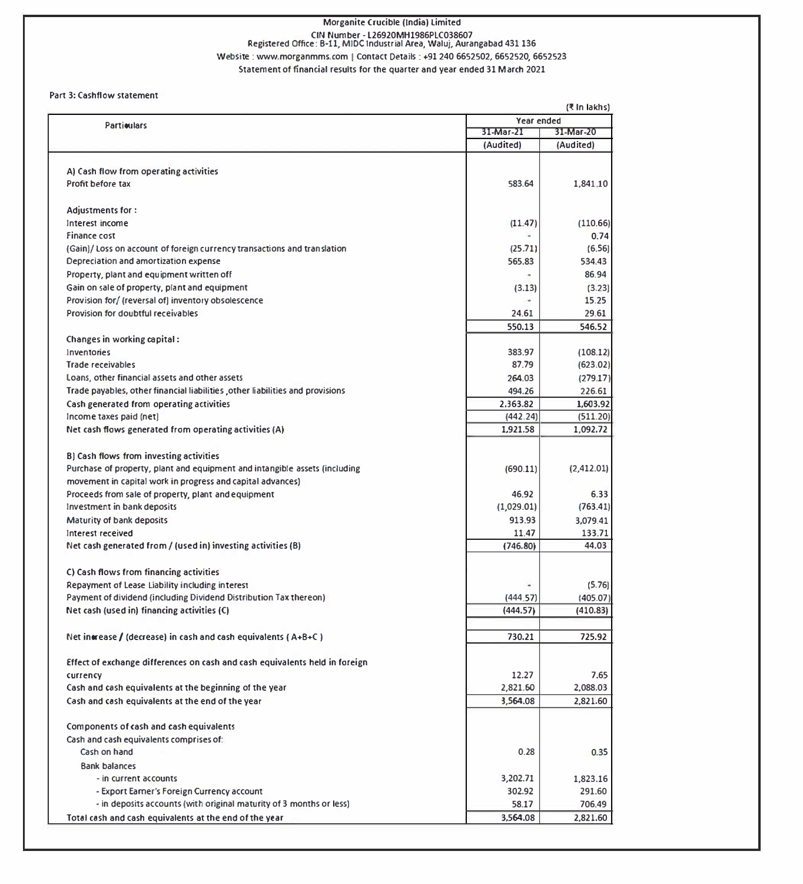Morganite Crucible (India) Limited

CIN Number - L26920MH1986PLC038607

Registered Office: B-11, MIDC Industrial Area, Waluj, Aurangabad 431 136

Website : www.morganmms.com | Contact Details : +91 240 6652502, 6652520, 6652523

Statement of financial results for the quarter and year ended 31 March 2021

## Part 3: Cashflow statement

(₹ In lakhs)

| Particulars | Year ended | |
|---|---|---|
| | 31-Mar-21 | 31-Mar-20 |
| | (Audited) | (Audited) |
| **A) Cash flow from operating activities** | | |
| Profit before tax | 583.64 | 1,841.10 |
| Adjustments for : | | |
| Interest income | (11.47) | (110.66) |
| Finance cost | - | 0.74 |
| (Gain)/ Loss on account of foreign currency transactions and translation | (25.71) | (6.56) |
| Depreciation and amortization expense | 565.83 | 534.43 |
| Property, plant and equipment written off | - | 86.94 |
| Gain on sale of property, plant and equipment | (3.13) | (3.23) |
| Provision for/ (reversal of) inventory obsolescence | - | 15.25 |
| Provision for doubtful receivables | 24.61 | 29.61 |
| | 550.13 | 546.52 |
| Changes in working capital : | | |
| Inventories | 383.97 | (108.12) |
| Trade receivables | 87.79 | (623.02) |
| Loans, other financial assets and other assets | 264.03 | (279.17) |
| Trade payables, other financial liabilities ,other liabilities and provisions | 494.26 | 226.61 |
| Cash generated from operating activities | 2,363.82 | 1,603.92 |
| Income taxes paid (net) | (442.24) | (511.20) |
| Net cash flows generated from operating activities (A) | 1,921.58 | 1,092.72 |
| **B) Cash flows from investing activities** | | |
| Purchase of property, plant and equipment and intangible assets (including movement in capital work in progress and capital advances) | (690.11) | (2,412.01) |
| Proceeds from sale of property, plant and equipment | 46.92 | 6.33 |
| Investment in bank deposits | (1,029.01) | (763.41) |
| Maturity of bank deposits | 913.93 | 3,079.41 |
| Interest received | 11.47 | 133.71 |
| Net cash generated from / (used in) investing activities (B) | (746.80) | 44.03 |
| **C) Cash flows from financing activities** | | |
| Repayment of Lease Liability including interest | - | (5.76) |
| Payment of dividend (including Dividend Distribution Tax thereon) | (444.57) | (405.07) |
| Net cash (used in) financing activities (C) | (444.57) | (410.83) |
| Net increase / (decrease) in cash and cash equivalents ( A+B+C ) | 730.21 | 725.92 |
| Effect of exchange differences on cash and cash equivalents held in foreign currency | 12.27 | 7.65 |
| Cash and cash equivalents at the beginning of the year | 2,821.60 | 2,088.03 |
| Cash and cash equivalents at the end of the year | 3,564.08 | 2,821.60 |
| Components of cash and cash equivalents | | |
| Cash and cash equivalents comprises of: | | |
| Cash on hand | 0.28 | 0.35 |
| Bank balances | | |
| - in current accounts | 3,202.71 | 1,823.16 |
| - Export Earner's Foreign Currency account | 302.92 | 291.60 |
| - in deposits accounts (with original maturity of 3 months or less) | 58.17 | 706.49 |
| Total cash and cash equivalents at the end of the year | 3,564.08 | 2,821.60 |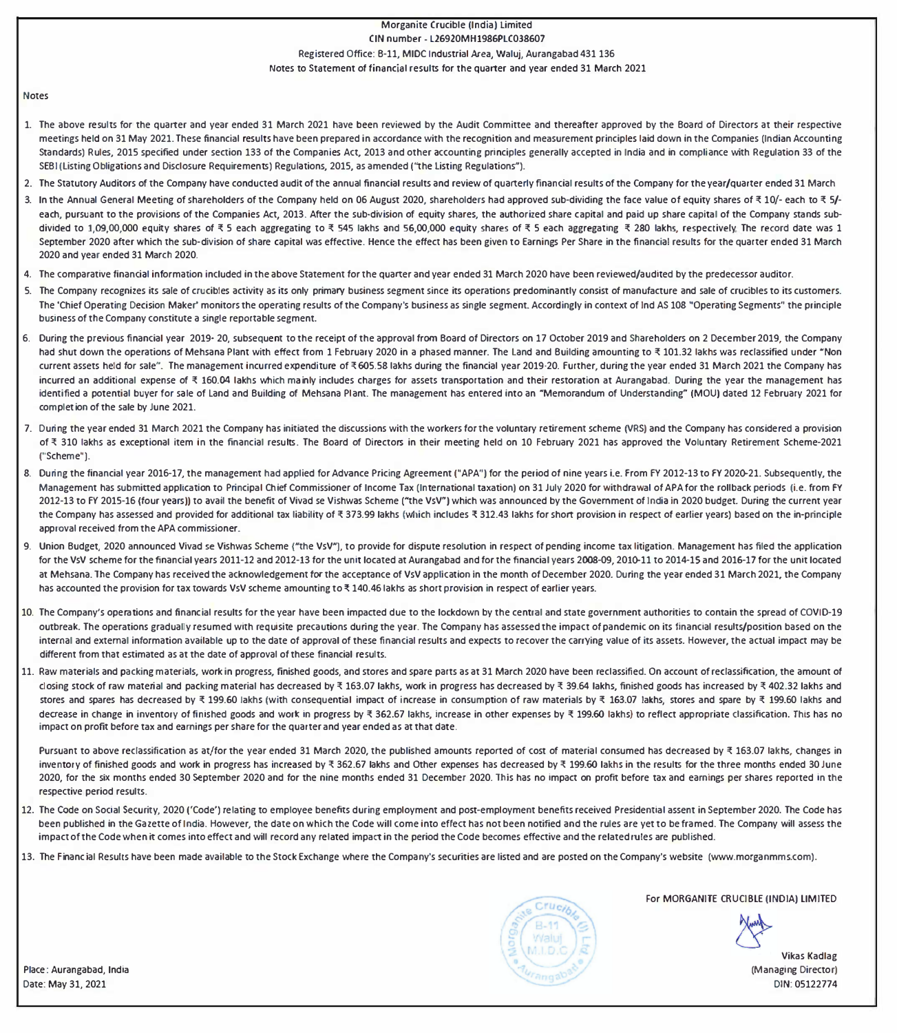Morganite Crucible (India) Limited
CIN number - L26920MH1986PLC038607
Registered Office: B-11, MIDC Industrial Area, Waluj, Aurangabad 431 136
Notes to Statement of financial results for the quarter and year ended 31 March 2021

Notes

1. The above results for the quarter and year ended 31 March 2021 have been reviewed by the Audit Committee and thereafter approved by the Board of Directors at their respective meetings held on 31 May 2021. These financial results have been prepared in accordance with the recognition and measurement principles laid down in the Companies (Indian Accounting Standards) Rules, 2015 specified under section 133 of the Companies Act, 2013 and other accounting principles generally accepted in India and in compliance with Regulation 33 of the SEBI (Listing Obligations and Disclosure Requirements) Regulations, 2015, as amended ("the Listing Regulations").
2. The Statutory Auditors of the Company have conducted audit of the annual financial results and review of quarterly financial results of the Company for the year/quarter ended 31 March
3. In the Annual General Meeting of shareholders of the Company held on 06 August 2020, shareholders had approved sub-dividing the face value of equity shares of ₹ 10/- each to ₹ 5/- each, pursuant to the provisions of the Companies Act, 2013. After the sub-division of equity shares, the authorized share capital and paid up share capital of the Company stands sub-divided to 1,09,00,000 equity shares of ₹ 5 each aggregating to ₹ 545 lakhs and 56,00,000 equity shares of ₹ 5 each aggregating ₹ 280 lakhs, respectively. The record date was 1 September 2020 after which the sub-division of share capital was effective. Hence the effect has been given to Earnings Per Share in the financial results for the quarter ended 31 March 2020 and year ended 31 March 2020.
4. The comparative financial information included in the above Statement for the quarter and year ended 31 March 2020 have been reviewed/audited by the predecessor auditor.
5. The Company recognizes its sale of crucibles activity as its only primary business segment since its operations predominantly consist of manufacture and sale of crucibles to its customers. The 'Chief Operating Decision Maker' monitors the operating results of the Company's business as single segment. Accordingly in context of Ind AS 108 "Operating Segments" the principle business of the Company constitute a single reportable segment.
6. During the previous financial year 2019- 20, subsequent to the receipt of the approval from Board of Directors on 17 October 2019 and Shareholders on 2 December 2019, the Company had shut down the operations of Mehsana Plant with effect from 1 February 2020 in a phased manner. The Land and Building amounting to ₹ 101.32 lakhs was reclassified under "Non current assets held for sale". The management incurred expenditure of ₹ 605.58 lakhs during the financial year 2019-20. Further, during the year ended 31 March 2021 the Company has incurred an additional expense of ₹ 160.04 lakhs which mainly includes charges for assets transportation and their restoration at Aurangabad. During the year the management has identified a potential buyer for sale of Land and Building of Mehsana Plant. The management has entered into an "Memorandum of Understanding" (MOU) dated 12 February 2021 for completion of the sale by June 2021.
7. During the year ended 31 March 2021 the Company has initiated the discussions with the workers for the voluntary retirement scheme (VRS) and the Company has considered a provision of ₹ 310 lakhs as exceptional item in the financial results. The Board of Directors in their meeting held on 10 February 2021 has approved the Voluntary Retirement Scheme-2021 ("Scheme").
8. During the financial year 2016-17, the management had applied for Advance Pricing Agreement ("APA") for the period of nine years i.e. From FY 2012-13 to FY 2020-21. Subsequently, the Management has submitted application to Principal Chief Commissioner of Income Tax (International taxation) on 31 July 2020 for withdrawal of APA for the rollback periods (i.e. from FY 2012-13 to FY 2015-16 (four years)) to avail the benefit of Vivad se Vishwas Scheme ("the VsV") which was announced by the Government of India in 2020 budget. During the current year the Company has assessed and provided for additional tax liability of ₹ 373.99 lakhs (which includes ₹ 312.43 lakhs for short provision in respect of earlier years) based on the in-principle approval received from the APA commissioner.
9. Union Budget, 2020 announced Vivad se Vishwas Scheme ("the VsV"), to provide for dispute resolution in respect of pending income tax litigation. Management has filed the application for the VsV scheme for the financial years 2011-12 and 2012-13 for the unit located at Aurangabad and for the financial years 2008-09, 2010-11 to 2014-15 and 2016-17 for the unit located at Mehsana. The Company has received the acknowledgement for the acceptance of VsV application in the month of December 2020. During the year ended 31 March 2021, the Company has accounted the provision for tax towards VsV scheme amounting to ₹ 140.46 lakhs as short provision in respect of earlier years.
10. The Company's operations and financial results for the year have been impacted due to the lockdown by the central and state government authorities to contain the spread of COVID-19 outbreak. The operations gradually resumed with requisite precautions during the year. The Company has assessed the impact of pandemic on its financial results/position based on the internal and external information available up to the date of approval of these financial results and expects to recover the carrying value of its assets. However, the actual impact may be different from that estimated as at the date of approval of these financial results.
11. Raw materials and packing materials, work in progress, finished goods, and stores and spare parts as at 31 March 2020 have been reclassified. On account of reclassification, the amount of closing stock of raw material and packing material has decreased by ₹ 163.07 lakhs, work in progress has decreased by ₹ 39.64 lakhs, finished goods has increased by ₹ 402.32 lakhs and stores and spares has decreased by ₹ 199.60 lakhs (with consequential impact of increase in consumption of raw materials by ₹ 163.07 lakhs, stores and spare by ₹ 199.60 lakhs and decrease in change in inventory of finished goods and work in progress by ₹ 362.67 lakhs, increase in other expenses by ₹ 199.60 lakhs) to reflect appropriate classification. This has no impact on profit before tax and earnings per share for the quarter and year ended as at that date.

    Pursuant to above reclassification as at/for the year ended 31 March 2020, the published amounts reported of cost of material consumed has decreased by ₹ 163.07 lakhs, changes in inventory of finished goods and work in progress has increased by ₹ 362.67 lakhs and Other expenses has decreased by ₹ 199.60 lakhs in the results for the three months ended 30 June 2020, for the six months ended 30 September 2020 and for the nine months ended 31 December 2020. This has no impact on profit before tax and earnings per shares reported in the respective period results.
12. The Code on Social Security, 2020 ('Code') relating to employee benefits during employment and post-employment benefits received Presidential assent in September 2020. The Code has been published in the Gazette of India. However, the date on which the Code will come into effect has not been notified and the rules are yet to be framed. The Company will assess the impact of the Code when it comes into effect and will record any related impact in the period the Code becomes effective and the related rules are published.
13. The Financial Results have been made available to the Stock Exchange where the Company's securities are listed and are posted on the Company's website (www.morganmms.com).

For MORGANITE CRUCIBLE (INDIA) LIMITED

Vikas Kadlag
(Managing Director)
DIN: 05122774

Place: Aurangabad, India
Date: May 31, 2021